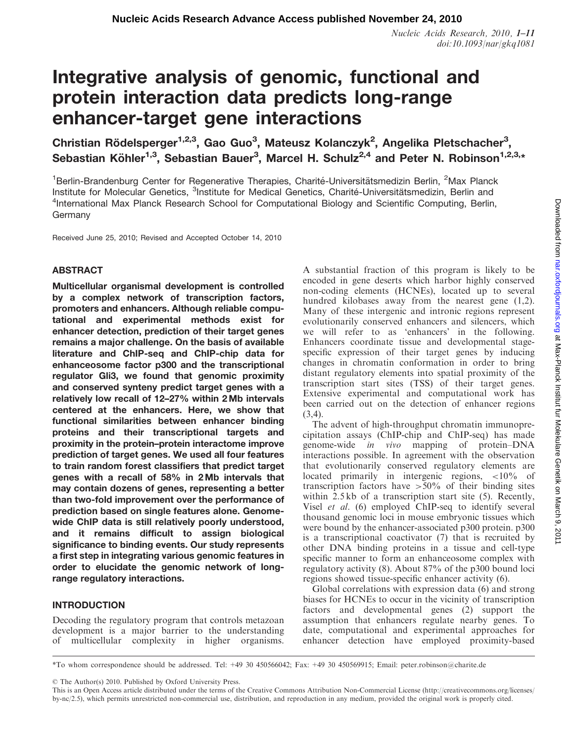# Integrative analysis of genomic, functional and protein interaction data predicts long-range enhancer-target gene interactions

Christian Rödelsperger[1,2,3], Gao Guo[3], Mateusz Kolanczyk[2], Angelika Pletschacher[3], Sebastian Köhler[1,3], Sebastian Bauer[3], Marcel H. Schulz[2,4] and Peter N. Robinson[1,2,3,*]

[1]Berlin-Brandenburg Center for Regenerative Therapies, Charité-Universitätsmedizin Berlin, [2]Max Planck Institute for Molecular Genetics, [3]Institute for Medical Genetics, Charité-Universitätsmedizin, Berlin and [4]International Max Planck Research School for Computational Biology and Scientific Computing, Berlin, Germany

Received June 25, 2010; Revised and Accepted October 14, 2010

## ABSTRACT

**Multicellular organismal development is controlled by a complex network of transcription factors, promoters and enhancers. Although reliable computational and experimental methods exist for enhancer detection, prediction of their target genes remains a major challenge. On the basis of available literature and ChIP-seq and ChIP-chip data for enhanceosome factor p300 and the transcriptional regulator Gli3, we found that genomic proximity and conserved synteny predict target genes with a relatively low recall of 12–27% within 2 Mb intervals centered at the enhancers. Here, we show that functional similarities between enhancer binding proteins and their transcriptional targets and proximity in the protein–protein interactome improve prediction of target genes. We used all four features to train random forest classifiers that predict target genes with a recall of 58% in 2 Mb intervals that may contain dozens of genes, representing a better than two-fold improvement over the performance of prediction based on single features alone. Genome-wide ChIP data is still relatively poorly understood, and it remains difficult to assign biological significance to binding events. Our study represents a first step in integrating various genomic features in order to elucidate the genomic network of long-range regulatory interactions.**

## INTRODUCTION

Decoding the regulatory program that controls metazoan development is a major barrier to the understanding of multicellular complexity in higher organisms. A substantial fraction of this program is likely to be encoded in gene deserts which harbor highly conserved non-coding elements (HCNEs), located up to several hundred kilobases away from the nearest gene (1,2). Many of these intergenic and intronic regions represent evolutionarily conserved enhancers and silencers, which we will refer to as 'enhancers' in the following. Enhancers coordinate tissue and developmental stage-specific expression of their target genes by inducing changes in chromatin conformation in order to bring distant regulatory elements into spatial proximity of the transcription start sites (TSS) of their target genes. Extensive experimental and computational work has been carried out on the detection of enhancer regions (3,4).

The advent of high-throughput chromatin immunoprecipitation assays (ChIP-chip and ChIP-seq) has made genome-wide *in vivo* mapping of protein–DNA interactions possible. In agreement with the observation that evolutionarily conserved regulatory elements are located primarily in intergenic regions, <10% of transcription factors have >50% of their binding sites within 2.5 kb of a transcription start site (5). Recently, Visel *et al*. (6) employed ChIP-seq to identify several thousand genomic loci in mouse embryonic tissues which were bound by the enhancer-associated p300 protein. p300 is a transcriptional coactivator (7) that is recruited by other DNA binding proteins in a tissue and cell-type specific manner to form an enhanceosome complex with regulatory activity (8). About 87% of the p300 bound loci regions showed tissue-specific enhancer activity (6).

Global correlations with expression data (6) and strong biases for HCNEs to occur in the vicinity of transcription factors and developmental genes (2) support the assumption that enhancers regulate nearby genes. To date, computational and experimental approaches for enhancer detection have employed proximity-based

*To whom correspondence should be addressed. Tel: +49 30 450566042; Fax: +49 30 450569915; Email: peter.robinson@charite.de

© The Author(s) 2010. Published by Oxford University Press.

This is an Open Access article distributed under the terms of the Creative Commons Attribution Non-Commercial License (http://creativecommons.org/licenses/by-nc/2.5), which permits unrestricted non-commercial use, distribution, and reproduction in any medium, provided the original work is properly cited.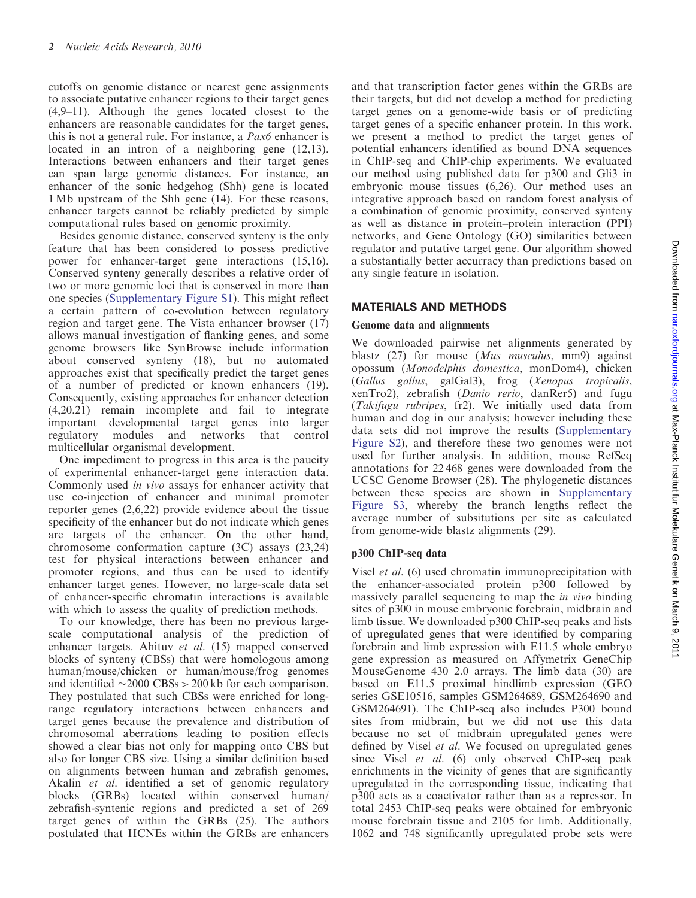cutoffs on genomic distance or nearest gene assignments to associate putative enhancer regions to their target genes (4,9–11). Although the genes located closest to the enhancers are reasonable candidates for the target genes, this is not a general rule. For instance, a *Pax6* enhancer is located in an intron of a neighboring gene (12,13). Interactions between enhancers and their target genes can span large genomic distances. For instance, an enhancer of the sonic hedgehog (Shh) gene is located 1 Mb upstream of the Shh gene (14). For these reasons, enhancer targets cannot be reliably predicted by simple computational rules based on genomic proximity.

Besides genomic distance, conserved synteny is the only feature that has been considered to possess predictive power for enhancer-target gene interactions (15,16). Conserved synteny generally describes a relative order of two or more genomic loci that is conserved in more than one species (Supplementary Figure S1). This might reflect a certain pattern of co-evolution between regulatory region and target gene. The Vista enhancer browser (17) allows manual investigation of flanking genes, and some genome browsers like SynBrowse include information about conserved synteny (18), but no automated approaches exist that specifically predict the target genes of a number of predicted or known enhancers (19). Consequently, existing approaches for enhancer detection (4,20,21) remain incomplete and fail to integrate important developmental target genes into larger regulatory modules and networks that control multicellular organismal development.

One impediment to progress in this area is the paucity of experimental enhancer-target gene interaction data. Commonly used *in vivo* assays for enhancer activity that use co-injection of enhancer and minimal promoter reporter genes (2,6,22) provide evidence about the tissue specificity of the enhancer but do not indicate which genes are targets of the enhancer. On the other hand, chromosome conformation capture (3C) assays (23,24) test for physical interactions between enhancer and promoter regions, and thus can be used to identify enhancer target genes. However, no large-scale data set of enhancer-specific chromatin interactions is available with which to assess the quality of prediction methods.

To our knowledge, there has been no previous large-scale computational analysis of the prediction of enhancer targets. Ahituv *et al*. (15) mapped conserved blocks of synteny (CBSs) that were homologous among human/mouse/chicken or human/mouse/frog genomes and identified ~2000 CBSs > 200 kb for each comparison. They postulated that such CBSs were enriched for long-range regulatory interactions between enhancers and target genes because the prevalence and distribution of chromosomal aberrations leading to position effects showed a clear bias not only for mapping onto CBS but also for longer CBS size. Using a similar definition based on alignments between human and zebrafish genomes, Akalin *et al*. identified a set of genomic regulatory blocks (GRBs) located within conserved human/zebrafish-syntenic regions and predicted a set of 269 target genes of within the GRBs (25). The authors postulated that HCNEs within the GRBs are enhancers and that transcription factor genes within the GRBs are their targets, but did not develop a method for predicting target genes on a genome-wide basis or of predicting target genes of a specific enhancer protein. In this work, we present a method to predict the target genes of potential enhancers identified as bound DNA sequences in ChIP-seq and ChIP-chip experiments. We evaluated our method using published data for p300 and Gli3 in embryonic mouse tissues (6,26). Our method uses an integrative approach based on random forest analysis of a combination of genomic proximity, conserved synteny as well as distance in protein–protein interaction (PPI) networks, and Gene Ontology (GO) similarities between regulator and putative target gene. Our algorithm showed a substantially better accurracy than predictions based on any single feature in isolation.

## MATERIALS AND METHODS

### Genome data and alignments

We downloaded pairwise net alignments generated by blastz (27) for mouse (*Mus musculus*, mm9) against opossum (*Monodelphis domestica*, monDom4), chicken (*Gallus gallus*, galGal3), frog (*Xenopus tropicalis*, xenTro2), zebrafish (*Danio rerio*, danRer5) and fugu (*Takifugu rubripes*, fr2). We initially used data from human and dog in our analysis; however including these data sets did not improve the results (Supplementary Figure S2), and therefore these two genomes were not used for further analysis. In addition, mouse RefSeq annotations for 22 468 genes were downloaded from the UCSC Genome Browser (28). The phylogenetic distances between these species are shown in Supplementary Figure S3, whereby the branch lengths reflect the average number of subsitutions per site as calculated from genome-wide blastz alignments (29).

### p300 ChIP-seq data

Visel *et al*. (6) used chromatin immunoprecipitation with the enhancer-associated protein p300 followed by massively parallel sequencing to map the *in vivo* binding sites of p300 in mouse embryonic forebrain, midbrain and limb tissue. We downloaded p300 ChIP-seq peaks and lists of upregulated genes that were identified by comparing forebrain and limb expression with E11.5 whole embryo gene expression as measured on Affymetrix GeneChip MouseGenome 430 2.0 arrays. The limb data (30) are based on E11.5 proximal hindlimb expression (GEO series GSE10516, samples GSM264689, GSM264690 and GSM264691). The ChIP-seq also includes P300 bound sites from midbrain, but we did not use this data because no set of midbrain upregulated genes were defined by Visel *et al*. We focused on upregulated genes since Visel *et al*. (6) only observed ChIP-seq peak enrichments in the vicinity of genes that are significantly upregulated in the corresponding tissue, indicating that p300 acts as a coactivator rather than as a repressor. In total 2453 ChIP-seq peaks were obtained for embryonic mouse forebrain tissue and 2105 for limb. Additionally, 1062 and 748 significantly upregulated probe sets were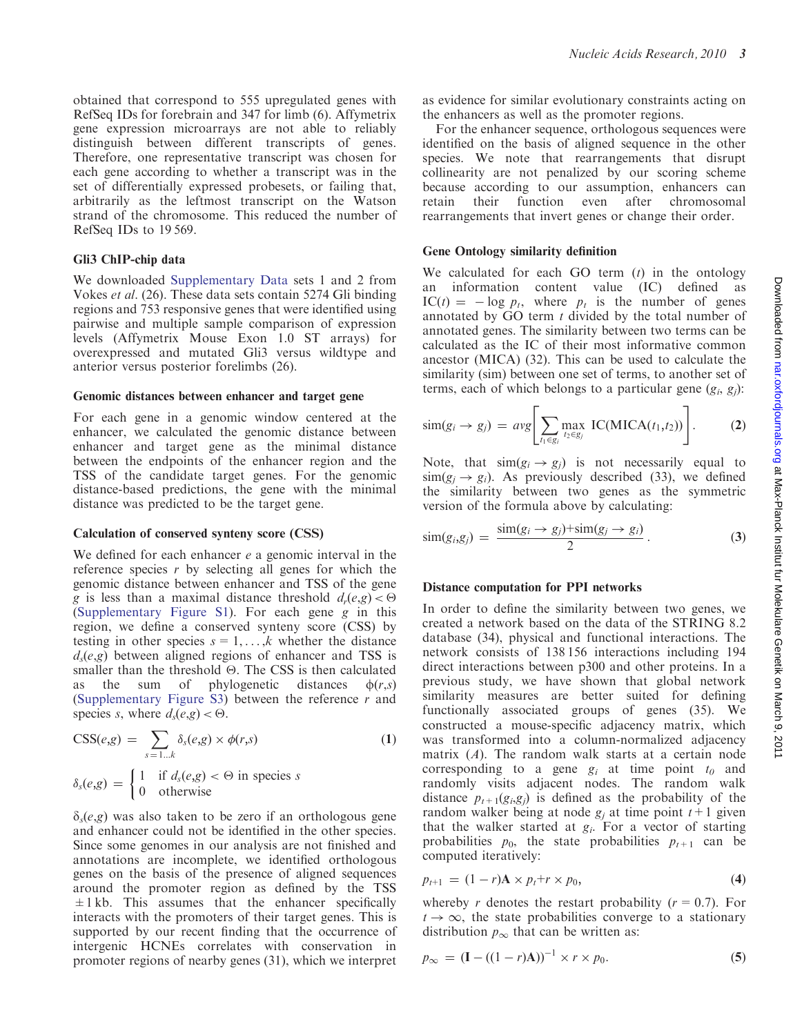obtained that correspond to 555 upregulated genes with RefSeq IDs for forebrain and 347 for limb (6). Affymetrix gene expression microarrays are not able to reliably distinguish between different transcripts of genes. Therefore, one representative transcript was chosen for each gene according to whether a transcript was in the set of differentially expressed probesets, or failing that, arbitrarily as the leftmost transcript on the Watson strand of the chromosome. This reduced the number of RefSeq IDs to 19 569.

### Gli3 ChIP-chip data

We downloaded Supplementary Data sets 1 and 2 from Vokes *et al*. (26). These data sets contain 5274 Gli binding regions and 753 responsive genes that were identified using pairwise and multiple sample comparison of expression levels (Affymetrix Mouse Exon 1.0 ST arrays) for overexpressed and mutated Gli3 versus wildtype and anterior versus posterior forelimbs (26).

### Genomic distances between enhancer and target gene

For each gene in a genomic window centered at the enhancer, we calculated the genomic distance between enhancer and target gene as the minimal distance between the endpoints of the enhancer region and the TSS of the candidate target genes. For the genomic distance-based predictions, the gene with the minimal distance was predicted to be the target gene.

### Calculation of conserved synteny score (CSS)

We defined for each enhancer $e$ a genomic interval in the reference species $r$ by selecting all genes for which the genomic distance between enhancer and TSS of the gene $g$ is less than a maximal distance threshold $d_r(e,g) < \Theta$ (Supplementary Figure S1). For each gene $g$ in this region, we define a conserved synteny score (CSS) by testing in other species $s = 1,\ldots,k$ whether the distance $d_s(e,g)$ between aligned regions of enhancer and TSS is smaller than the threshold $\Theta$. The CSS is then calculated as the sum of phylogenetic distances $\phi(r,s)$ (Supplementary Figure S3) between the reference $r$ and species $s$, where $d_s(e,g) < \Theta$.

$$\mathrm{CSS}(e,g) = \sum_{s=1\ldots k} \delta_s(e,g) \times \phi(r,s) \tag{1}$$

$$\delta_s(e,g) = \begin{cases} 1 & \text{if } d_s(e,g) < \Theta \text{ in species } s \\ 0 & \text{otherwise} \end{cases}$$

$\delta_s(e,g)$ was also taken to be zero if an orthologous gene and enhancer could not be identified in the other species. Since some genomes in our analysis are not finished and annotations are incomplete, we identified orthologous genes on the basis of the presence of aligned sequences around the promoter region as defined by the TSS $\pm 1$ kb. This assumes that the enhancer specifically interacts with the promoters of their target genes. This is supported by our recent finding that the occurrence of intergenic HCNEs correlates with conservation in promoter regions of nearby genes (31), which we interpret as evidence for similar evolutionary constraints acting on the enhancers as well as the promoter regions.

For the enhancer sequence, orthologous sequences were identified on the basis of aligned sequence in the other species. We note that rearrangements that disrupt collinearity are not penalized by our scoring scheme because according to our assumption, enhancers can retain their function even after chromosomal rearrangements that invert genes or change their order.

### Gene Ontology similarity definition

We calculated for each GO term ($t$) in the ontology an information content value (IC) defined as $\mathrm{IC}(t) = -\log p_t$, where $p_t$ is the number of genes annotated by GO term $t$ divided by the total number of annotated genes. The similarity between two terms can be calculated as the IC of their most informative common ancestor (MICA) (32). This can be used to calculate the similarity (sim) between one set of terms, to another set of terms, each of which belongs to a particular gene ($g_i$, $g_j$):

$$\mathrm{sim}(g_i \rightarrow g_j) = avg\left[\sum_{t_1 \in g_i} \max_{t_2 \in g_j} \mathrm{IC}(\mathrm{MICA}(t_1,t_2))\right]. \tag{2}$$

Note, that $\mathrm{sim}(g_i \rightarrow g_j)$ is not necessarily equal to $\mathrm{sim}(g_j \rightarrow g_i)$. As previously described (33), we defined the similarity between two genes as the symmetric version of the formula above by calculating:

$$\mathrm{sim}(g_i,g_j) = \frac{\mathrm{sim}(g_i \rightarrow g_j) + \mathrm{sim}(g_j \rightarrow g_i)}{2}. \tag{3}$$

### Distance computation for PPI networks

In order to define the similarity between two genes, we created a network based on the data of the STRING 8.2 database (34), physical and functional interactions. The network consists of 138 156 interactions including 194 direct interactions between p300 and other proteins. In a previous study, we have shown that global network similarity measures are better suited for defining functionally associated groups of genes (35). We constructed a mouse-specific adjacency matrix, which was transformed into a column-normalized adjacency matrix ($A$). The random walk starts at a certain node corresponding to a gene $g_i$ at time point $t_0$ and randomly visits adjacent nodes. The random walk distance $p_{t+1}(g_i,g_j)$ is defined as the probability of the random walker being at node $g_j$ at time point $t+1$ given that the walker started at $g_i$. For a vector of starting probabilities $p_0$, the state probabilities $p_{t+1}$ can be computed iteratively:

$$p_{t+1} = (1-r)\mathbf{A} \times p_t + r \times p_0, \tag{4}$$

whereby $r$ denotes the restart probability ($r = 0.7$). For $t \rightarrow \infty$, the state probabilities converge to a stationary distribution $p_\infty$ that can be written as:

$$p_\infty = (\mathbf{I} - ((1-r)\mathbf{A}))^{-1} \times r \times p_0. \tag{5}$$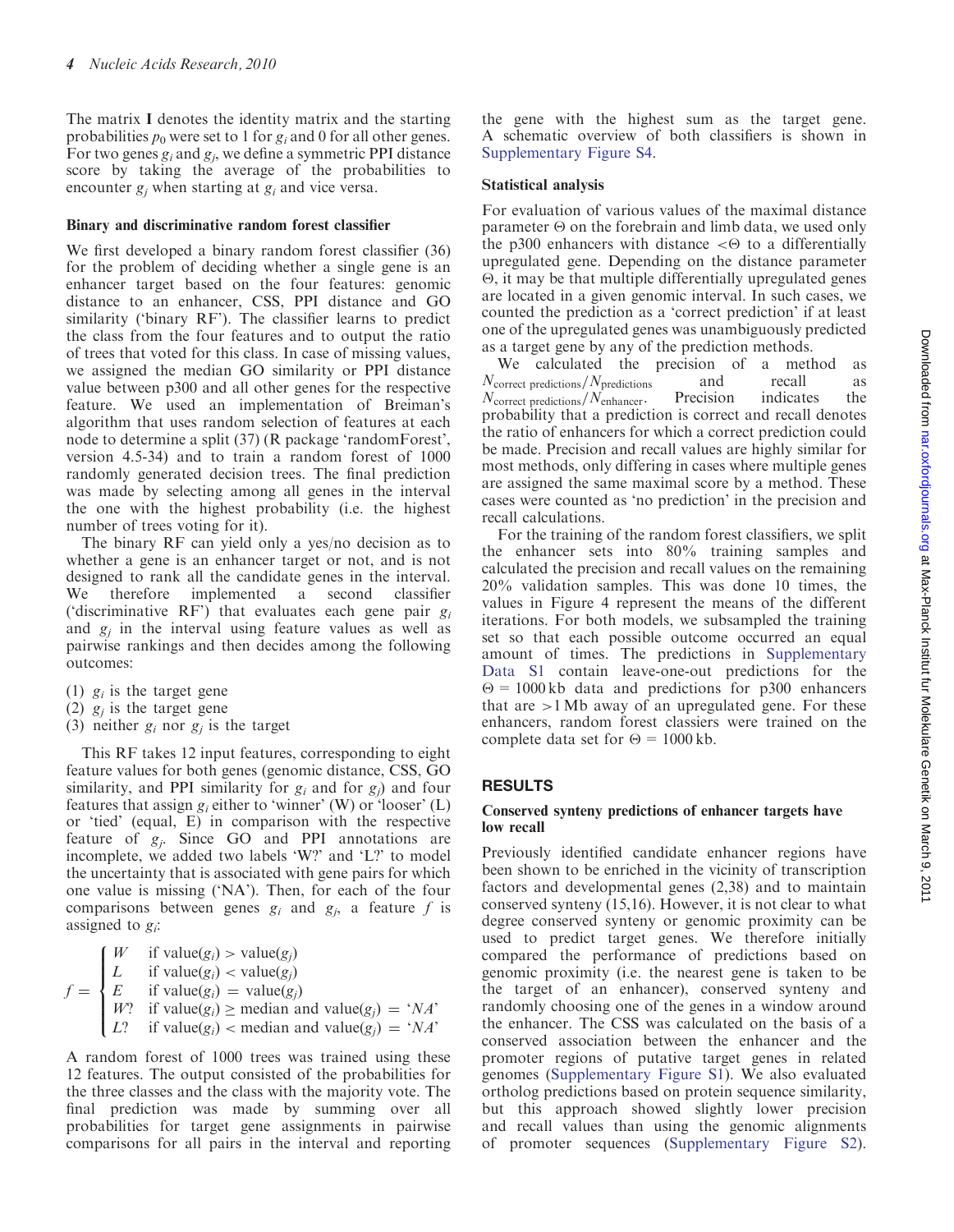The matrix **I** denotes the identity matrix and the starting probabilities $p_0$ were set to 1 for $g_i$ and 0 for all other genes. For two genes $g_i$ and $g_j$, we define a symmetric PPI distance score by taking the average of the probabilities to encounter $g_j$ when starting at $g_i$ and vice versa.

### Binary and discriminative random forest classifier

We first developed a binary random forest classifier (36) for the problem of deciding whether a single gene is an enhancer target based on the four features: genomic distance to an enhancer, CSS, PPI distance and GO similarity ('binary RF'). The classifier learns to predict the class from the four features and to output the ratio of trees that voted for this class. In case of missing values, we assigned the median GO similarity or PPI distance value between p300 and all other genes for the respective feature. We used an implementation of Breiman's algorithm that uses random selection of features at each node to determine a split (37) (R package 'randomForest', version 4.5-34) and to train a random forest of 1000 randomly generated decision trees. The final prediction was made by selecting among all genes in the interval the one with the highest probability (i.e. the highest number of trees voting for it).

The binary RF can yield only a yes/no decision as to whether a gene is an enhancer target or not, and is not designed to rank all the candidate genes in the interval. We therefore implemented a second classifier ('discriminative RF') that evaluates each gene pair $g_i$ and $g_j$ in the interval using feature values as well as pairwise rankings and then decides among the following outcomes:

(1) $g_i$ is the target gene
(2) $g_j$ is the target gene
(3) neither $g_i$ nor $g_j$ is the target

This RF takes 12 input features, corresponding to eight feature values for both genes (genomic distance, CSS, GO similarity, and PPI similarity for $g_i$ and for $g_j$) and four features that assign $g_i$ either to 'winner' (W) or 'looser' (L) or 'tied' (equal, E) in comparison with the respective feature of $g_j$. Since GO and PPI annotations are incomplete, we added two labels 'W?' and 'L?' to model the uncertainty that is associated with gene pairs for which one value is missing ('NA'). Then, for each of the four comparisons between genes $g_i$ and $g_j$, a feature $f$ is assigned to $g_i$:

$$
f = \begin{cases} W & \text{if value}(g_i) > \text{value}(g_j) \\ L & \text{if value}(g_i) < \text{value}(g_j) \\ E & \text{if value}(g_i) = \text{value}(g_j) \\ W? & \text{if value}(g_i) \geq \text{median and value}(g_j) = \text{'}NA\text{'} \\ L? & \text{if value}(g_i) < \text{median and value}(g_j) = \text{'}NA\text{'} \end{cases}
$$

A random forest of 1000 trees was trained using these 12 features. The output consisted of the probabilities for the three classes and the class with the majority vote. The final prediction was made by summing over all probabilities for target gene assignments in pairwise comparisons for all pairs in the interval and reporting the gene with the highest sum as the target gene. A schematic overview of both classifiers is shown in Supplementary Figure S4.

### Statistical analysis

For evaluation of various values of the maximal distance parameter $\Theta$ on the forebrain and limb data, we used only the p300 enhancers with distance $<\Theta$ to a differentially upregulated gene. Depending on the distance parameter $\Theta$, it may be that multiple differentially upregulated genes are located in a given genomic interval. In such cases, we counted the prediction as a 'correct prediction' if at least one of the upregulated genes was unambiguously predicted as a target gene by any of the prediction methods.

We calculated the precision of a method as $N_{\text{correct predictions}}/N_{\text{predictions}}$ and recall as $N_{\text{correct predictions}}/N_{\text{enhancer}}$. Precision indicates the probability that a prediction is correct and recall denotes the ratio of enhancers for which a correct prediction could be made. Precision and recall values are highly similar for most methods, only differing in cases where multiple genes are assigned the same maximal score by a method. These cases were counted as 'no prediction' in the precision and recall calculations.

For the training of the random forest classifiers, we split the enhancer sets into 80% training samples and calculated the precision and recall values on the remaining 20% validation samples. This was done 10 times, the values in Figure 4 represent the means of the different iterations. For both models, we subsampled the training set so that each possible outcome occurred an equal amount of times. The predictions in Supplementary Data S1 contain leave-one-out predictions for the $\Theta = 1000$ kb data and predictions for p300 enhancers that are >1 Mb away of an upregulated gene. For these enhancers, random forest classiers were trained on the complete data set for $\Theta = 1000$ kb.

## RESULTS

### Conserved synteny predictions of enhancer targets have low recall

Previously identified candidate enhancer regions have been shown to be enriched in the vicinity of transcription factors and developmental genes (2,38) and to maintain conserved synteny (15,16). However, it is not clear to what degree conserved synteny or genomic proximity can be used to predict target genes. We therefore initially compared the performance of predictions based on genomic proximity (i.e. the nearest gene is taken to be the target of an enhancer), conserved synteny and randomly choosing one of the genes in a window around the enhancer. The CSS was calculated on the basis of a conserved association between the enhancer and the promoter regions of putative target genes in related genomes (Supplementary Figure S1). We also evaluated ortholog predictions based on protein sequence similarity, but this approach showed slightly lower precision and recall values than using the genomic alignments of promoter sequences (Supplementary Figure S2).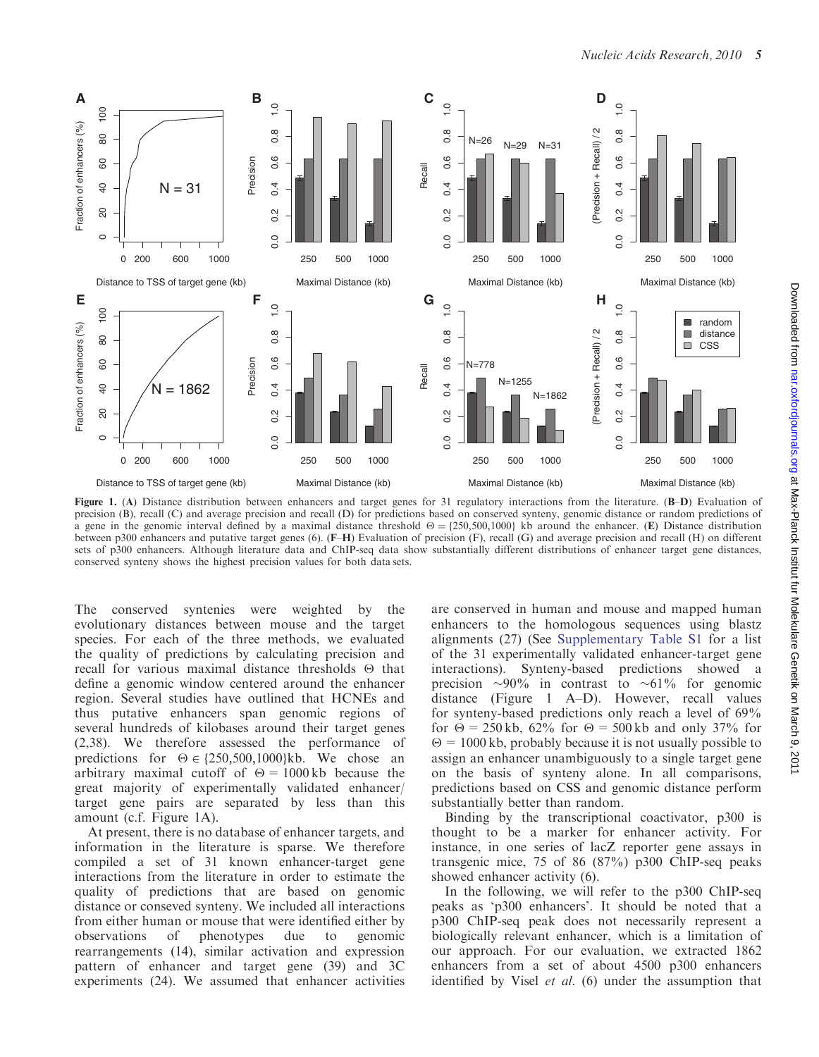**Figure 1.** (**A**) Distance distribution between enhancers and target genes for 31 regulatory interactions from the literature. (**B–D**) Evaluation of precision (B), recall (C) and average precision and recall (D) for predictions based on conserved synteny, genomic distance or random predictions of a gene in the genomic interval defined by a maximal distance threshold $\Theta = \{250,500,1000\}$ kb around the enhancer. (**E**) Distance distribution between p300 enhancers and putative target genes (6). (**F–H**) Evaluation of precision (F), recall (G) and average precision and recall (H) on different sets of p300 enhancers. Although literature data and ChIP-seq data show substantially different distributions of enhancer target gene distances, conserved synteny shows the highest precision values for both data sets.

The conserved syntenies were weighted by the evolutionary distances between mouse and the target species. For each of the three methods, we evaluated the quality of predictions by calculating precision and recall for various maximal distance thresholds $\Theta$ that define a genomic window centered around the enhancer region. Several studies have outlined that HCNEs and thus putative enhancers span genomic regions of several hundreds of kilobases around their target genes (2,38). We therefore assessed the performance of predictions for $\Theta \in \{250,500,1000\}$kb. We chose an arbitrary maximal cutoff of $\Theta = 1000$ kb because the great majority of experimentally validated enhancer/target gene pairs are separated by less than this amount (c.f. Figure 1A).

At present, there is no database of enhancer targets, and information in the literature is sparse. We therefore compiled a set of 31 known enhancer-target gene interactions from the literature in order to estimate the quality of predictions that are based on genomic distance or conseved synteny. We included all interactions from either human or mouse that were identified either by observations of phenotypes due to genomic rearrangements (14), similar activation and expression pattern of enhancer and target gene (39) and 3C experiments (24). We assumed that enhancer activities are conserved in human and mouse and mapped human enhancers to the homologous sequences using blastz alignments (27) (See Supplementary Table S1 for a list of the 31 experimentally validated enhancer-target gene interactions). Synteny-based predictions showed a precision ~90% in contrast to ~61% for genomic distance (Figure 1 A–D). However, recall values for synteny-based predictions only reach a level of 69% for $\Theta = 250$ kb, 62% for $\Theta = 500$ kb and only 37% for $\Theta = 1000$ kb, probably because it is not usually possible to assign an enhancer unambiguously to a single target gene on the basis of synteny alone. In all comparisons, predictions based on CSS and genomic distance perform substantially better than random.

Binding by the transcriptional coactivator, p300 is thought to be a marker for enhancer activity. For instance, in one series of lacZ reporter gene assays in transgenic mice, 75 of 86 (87%) p300 ChIP-seq peaks showed enhancer activity (6).

In the following, we will refer to the p300 ChIP-seq peaks as 'p300 enhancers'. It should be noted that a p300 ChIP-seq peak does not necessarily represent a biologically relevant enhancer, which is a limitation of our approach. For our evaluation, we extracted 1862 enhancers from a set of about 4500 p300 enhancers identified by Visel *et al.* (6) under the assumption that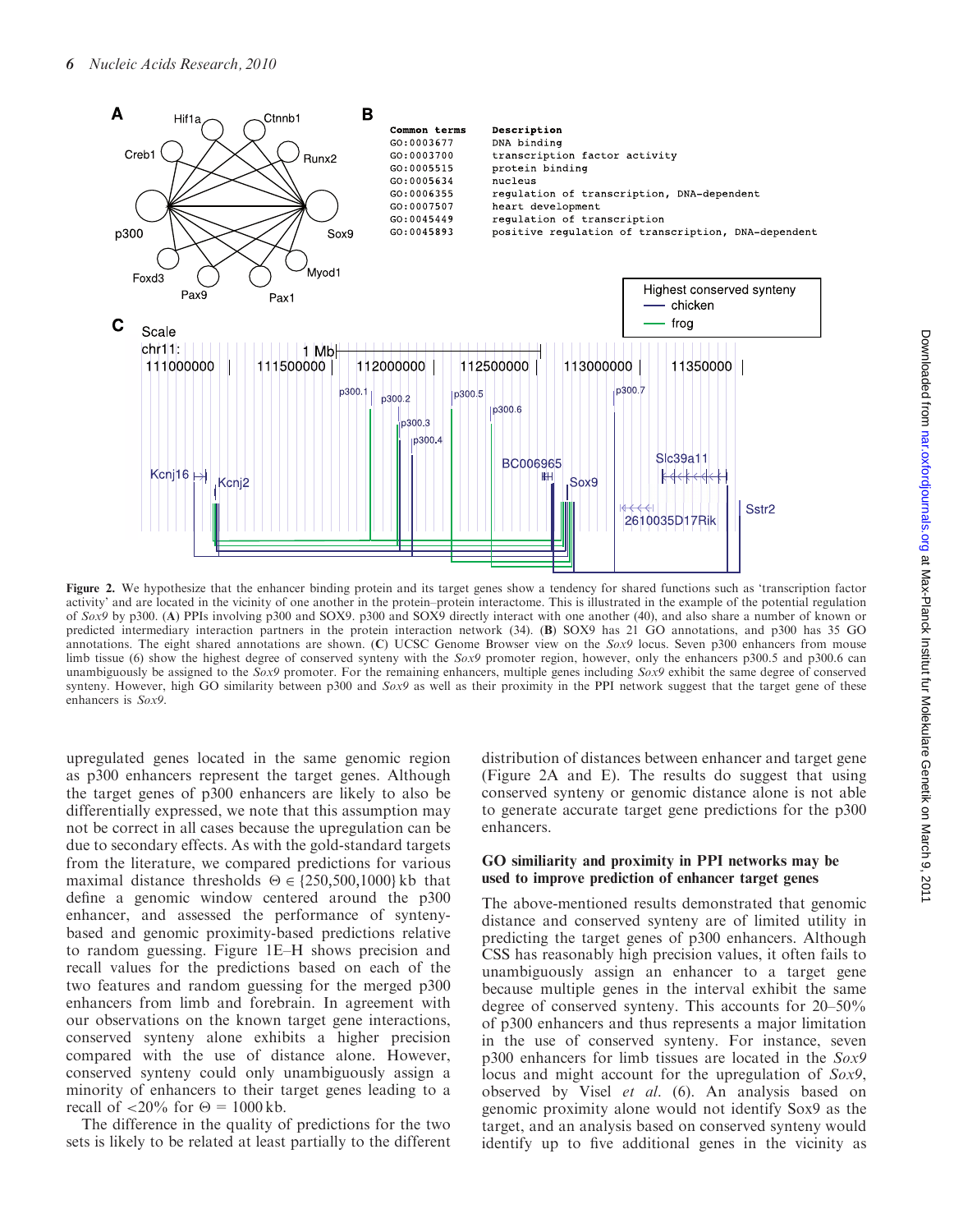Figure 2. We hypothesize that the enhancer binding protein and its target genes show a tendency for shared functions such as 'transcription factor activity' and are located in the vicinity of one another in the protein–protein interactome. This is illustrated in the example of the potential regulation of *Sox9* by p300. (**A**) PPIs involving p300 and SOX9. p300 and SOX9 directly interact with one another (40), and also share a number of known or predicted intermediary interaction partners in the protein interaction network (34). (**B**) SOX9 has 21 GO annotations, and p300 has 35 GO annotations. The eight shared annotations are shown. (**C**) UCSC Genome Browser view on the *Sox9* locus. Seven p300 enhancers from mouse limb tissue (6) show the highest degree of conserved synteny with the *Sox9* promoter region, however, only the enhancers p300.5 and p300.6 can unambiguously be assigned to the *Sox9* promoter. For the remaining enhancers, multiple genes including *Sox9* exhibit the same degree of conserved synteny. However, high GO similarity between p300 and *Sox9* as well as their proximity in the PPI network suggest that the target gene of these enhancers is *Sox9*.

upregulated genes located in the same genomic region as p300 enhancers represent the target genes. Although the target genes of p300 enhancers are likely to also be differentially expressed, we note that this assumption may not be correct in all cases because the upregulation can be due to secondary effects. As with the gold-standard targets from the literature, we compared predictions for various maximal distance thresholds $\Theta \in \{250,500,1000\}$ kb that define a genomic window centered around the p300 enhancer, and assessed the performance of synteny-based and genomic proximity-based predictions relative to random guessing. Figure 1E–H shows precision and recall values for the predictions based on each of the two features and random guessing for the merged p300 enhancers from limb and forebrain. In agreement with our observations on the known target gene interactions, conserved synteny alone exhibits a higher precision compared with the use of distance alone. However, conserved synteny could only unambiguously assign a minority of enhancers to their target genes leading to a recall of <20% for $\Theta = 1000$ kb.

The difference in the quality of predictions for the two sets is likely to be related at least partially to the different distribution of distances between enhancer and target gene (Figure 2A and E). The results do suggest that using conserved synteny or genomic distance alone is not able to generate accurate target gene predictions for the p300 enhancers.

## GO similiarity and proximity in PPI networks may be used to improve prediction of enhancer target genes

The above-mentioned results demonstrated that genomic distance and conserved synteny are of limited utility in predicting the target genes of p300 enhancers. Although CSS has reasonably high precision values, it often fails to unambiguously assign an enhancer to a target gene because multiple genes in the interval exhibit the same degree of conserved synteny. This accounts for 20–50% of p300 enhancers and thus represents a major limitation in the use of conserved synteny. For instance, seven p300 enhancers for limb tissues are located in the *Sox9* locus and might account for the upregulation of *Sox9*, observed by Visel *et al.* (6). An analysis based on genomic proximity alone would not identify Sox9 as the target, and an analysis based on conserved synteny would identify up to five additional genes in the vicinity as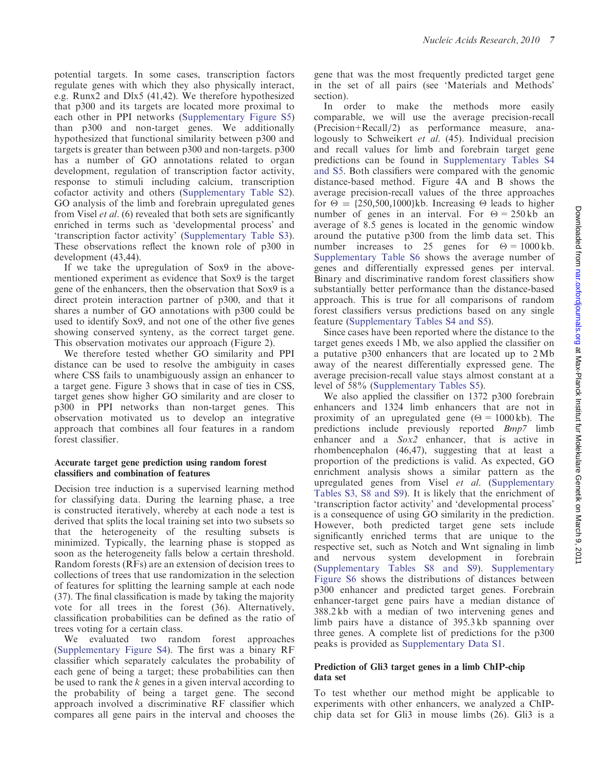potential targets. In some cases, transcription factors regulate genes with which they also physically interact, e.g. Runx2 and Dlx5 (41,42). We therefore hypothesized that p300 and its targets are located more proximal to each other in PPI networks (Supplementary Figure S5) than p300 and non-target genes. We additionally hypothesized that functional similarity between p300 and targets is greater than between p300 and non-targets. p300 has a number of GO annotations related to organ development, regulation of transcription factor activity, response to stimuli including calcium, transcription cofactor activity and others (Supplementary Table S2). GO analysis of the limb and forebrain upregulated genes from Visel *et al*. (6) revealed that both sets are significantly enriched in terms such as 'developmental process' and 'transcription factor activity' (Supplementary Table S3). These observations reflect the known role of p300 in development (43,44).

If we take the upregulation of Sox9 in the above-mentioned experiment as evidence that Sox9 is the target gene of the enhancers, then the observation that Sox9 is a direct protein interaction partner of p300, and that it shares a number of GO annotations with p300 could be used to identify Sox9, and not one of the other five genes showing conserved synteny, as the correct target gene. This observation motivates our approach (Figure 2).

We therefore tested whether GO similarity and PPI distance can be used to resolve the ambiguity in cases where CSS fails to unambiguously assign an enhancer to a target gene. Figure 3 shows that in case of ties in CSS, target genes show higher GO similarity and are closer to p300 in PPI networks than non-target genes. This observation motivated us to develop an integrative approach that combines all four features in a random forest classifier.

### Accurate target gene prediction using random forest classifiers and combination of features

Decision tree induction is a supervised learning method for classifying data. During the learning phase, a tree is constructed iteratively, whereby at each node a test is derived that splits the local training set into two subsets so that the heterogeneity of the resulting subsets is minimized. Typically, the learning phase is stopped as soon as the heterogeneity falls below a certain threshold. Random forests (RFs) are an extension of decision trees to collections of trees that use randomization in the selection of features for splitting the learning sample at each node (37). The final classification is made by taking the majority vote for all trees in the forest (36). Alternatively, classification probabilities can be defined as the ratio of trees voting for a certain class.

We evaluated two random forest approaches (Supplementary Figure S4). The first was a binary RF classifier which separately calculates the probability of each gene of being a target; these probabilities can then be used to rank the $k$ genes in a given interval according to the probability of being a target gene. The second approach involved a discriminative RF classifier which compares all gene pairs in the interval and chooses the gene that was the most frequently predicted target gene in the set of all pairs (see 'Materials and Methods' section).

In order to make the methods more easily comparable, we will use the average precision-recall (Precision+Recall/2) as performance measure, analogously to Schweikert *et al.* (45). Individual precision and recall values for limb and forebrain target gene predictions can be found in Supplementary Tables S4 and S5. Both classifiers were compared with the genomic distance-based method. Figure 4A and B shows the average precision-recall values of the three approaches for $\Theta$ = {250,500,1000}kb. Increasing $\Theta$ leads to higher number of genes in an interval. For $\Theta = 250$ kb an average of 8.5 genes is located in the genomic window around the putative p300 from the limb data set. This number increases to 25 genes for $\Theta = 1000$ kb. Supplementary Table S6 shows the average number of genes and differentially expressed genes per interval. Binary and discriminative random forest classifiers show substantially better performance than the distance-based approach. This is true for all comparisons of random forest classifiers versus predictions based on any single feature (Supplementary Tables S4 and S5).

Since cases have been reported where the distance to the target genes exeeds 1 Mb, we also applied the classifier on a putative p300 enhancers that are located up to 2 Mb away of the nearest differentially expressed gene. The average precision-recall value stays almost constant at a level of 58% (Supplementary Tables S5).

We also applied the classifier on 1372 p300 forebrain enhancers and 1324 limb enhancers that are not in proximity of an upregulated gene ($\Theta = 1000$ kb). The predictions include previously reported *Bmp7* limb enhancer and a *Sox2* enhancer, that is active in rhombencephalon (46,47), suggesting that at least a proportion of the predictions is valid. As expected, GO enrichment analysis shows a similar pattern as the upregulated genes from Visel *et al.* (Supplementary Tables S3, S8 and S9). It is likely that the enrichment of 'transcription factor activity' and 'developmental process' is a consequence of using GO similarity in the prediction. However, both predicted target gene sets include significantly enriched terms that are unique to the respective set, such as Notch and Wnt signaling in limb and nervous system development in forebrain (Supplementary Tables S8 and S9). Supplementary Figure S6 shows the distributions of distances between p300 enhancer and predicted target genes. Forebrain enhancer-target gene pairs have a median distance of 388.2 kb with a median of two intervening genes and limb pairs have a distance of 395.3 kb spanning over three genes. A complete list of predictions for the p300 peaks is provided as Supplementary Data S1.

### Prediction of Gli3 target genes in a limb ChIP-chip data set

To test whether our method might be applicable to experiments with other enhancers, we analyzed a ChIP-chip data set for Gli3 in mouse limbs (26). Gli3 is a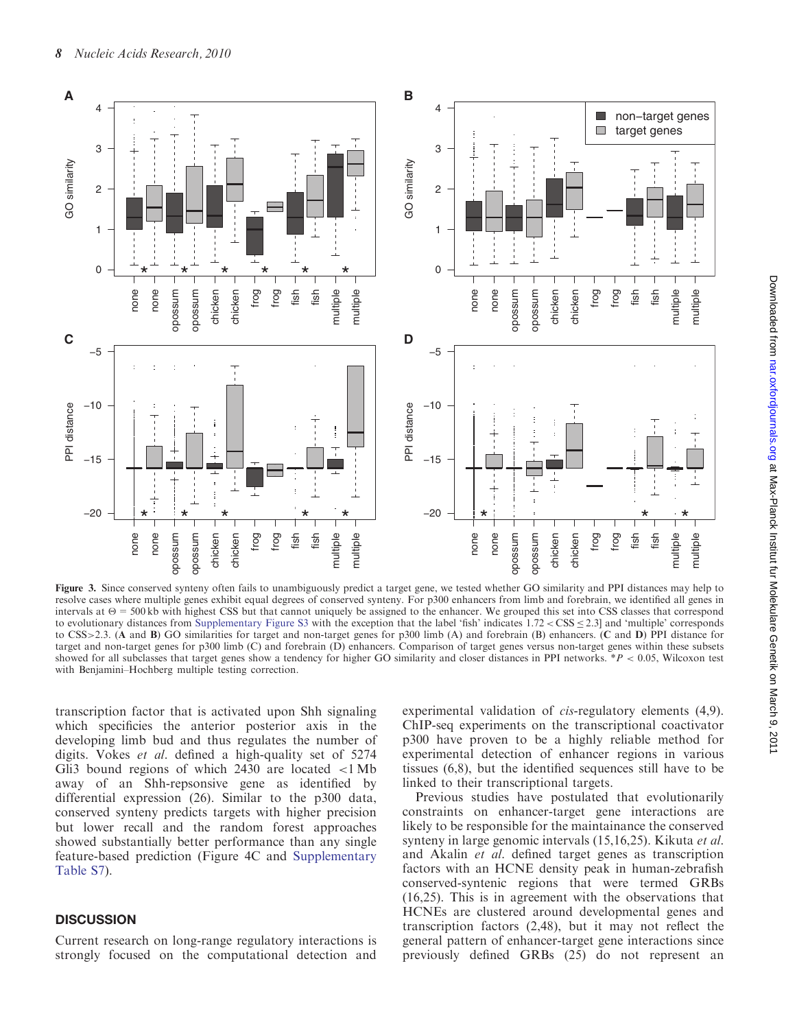**Figure 3.** Since conserved synteny often fails to unambiguously predict a target gene, we tested whether GO similarity and PPI distances may help to resolve cases where multiple genes exhibit equal degrees of conserved synteny. For p300 enhancers from limb and forebrain, we identified all genes in intervals at $\Theta$ = 500 kb with highest CSS but that cannot uniquely be assigned to the enhancer. We grouped this set into CSS classes that correspond to evolutionary distances from Supplementary Figure S3 with the exception that the label 'fish' indicates $1.72 < \text{CSS} \leq 2.3$] and 'multiple' corresponds to CSS>2.3. (**A** and **B**) GO similarities for target and non-target genes for p300 limb (A) and forebrain (B) enhancers. (**C** and **D**) PPI distance for target and non-target genes for p300 limb (C) and forebrain (D) enhancers. Comparison of target genes versus non-target genes within these subsets showed for all subclasses that target genes show a tendency for higher GO similarity and closer distances in PPI networks. *$P$ < 0.05, Wilcoxon test with Benjamini–Hochberg multiple testing correction.

transcription factor that is activated upon Shh signaling which specificies the anterior posterior axis in the developing limb bud and thus regulates the number of digits. Vokes *et al.* defined a high-quality set of 5274 Gli3 bound regions of which 2430 are located <1 Mb away of an Shh-repsonsive gene as identified by differential expression (26). Similar to the p300 data, conserved synteny predicts targets with higher precision but lower recall and the random forest approaches showed substantially better performance than any single feature-based prediction (Figure 4C and Supplementary Table S7).

## DISCUSSION

Current research on long-range regulatory interactions is strongly focused on the computational detection and experimental validation of *cis*-regulatory elements (4,9). ChIP-seq experiments on the transcriptional coactivator p300 have proven to be a highly reliable method for experimental detection of enhancer regions in various tissues (6,8), but the identified sequences still have to be linked to their transcriptional targets.

Previous studies have postulated that evolutionarily constraints on enhancer-target gene interactions are likely to be responsible for the maintainance the conserved synteny in large genomic intervals (15,16,25). Kikuta *et al.* and Akalin *et al.* defined target genes as transcription factors with an HCNE density peak in human-zebrafish conserved-syntenic regions that were termed GRBs (16,25). This is in agreement with the observations that HCNEs are clustered around developmental genes and transcription factors (2,48), but it may not reflect the general pattern of enhancer-target gene interactions since previously defined GRBs (25) do not represent an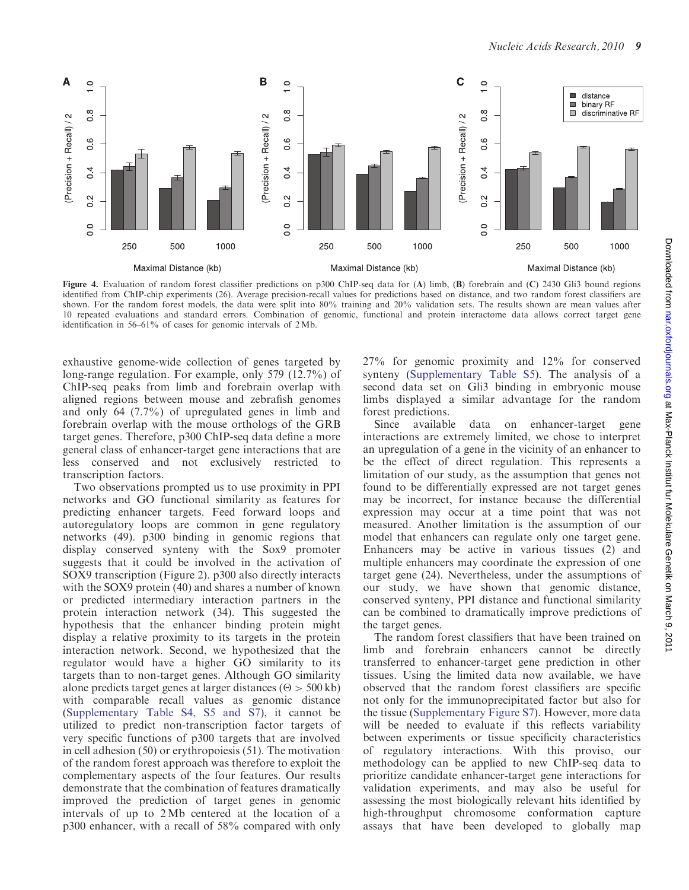Figure 4. Evaluation of random forest classifier predictions on p300 ChIP-seq data for (A) limb, (B) forebrain and (C) 2430 Gli3 bound regions identified from ChIP-chip experiments (26). Average precision-recall values for predictions based on distance, and two random forest classifiers are shown. For the random forest models, the data were split into 80% training and 20% validation sets. The results shown are mean values after 10 repeated evaluations and standard errors. Combination of genomic, functional and protein interactome data allows correct target gene identification in 56–61% of cases for genomic intervals of 2 Mb.

exhaustive genome-wide collection of genes targeted by long-range regulation. For example, only 579 (12.7%) of ChIP-seq peaks from limb and forebrain overlap with aligned regions between mouse and zebrafish genomes and only 64 (7.7%) of upregulated genes in limb and forebrain overlap with the mouse orthologs of the GRB target genes. Therefore, p300 ChIP-seq data define a more general class of enhancer-target gene interactions that are less conserved and not exclusively restricted to transcription factors.

Two observations prompted us to use proximity in PPI networks and GO functional similarity as features for predicting enhancer targets. Feed forward loops and autoregulatory loops are common in gene regulatory networks (49). p300 binding in genomic regions that display conserved synteny with the Sox9 promoter suggests that it could be involved in the activation of SOX9 transcription (Figure 2). p300 also directly interacts with the SOX9 protein (40) and shares a number of known or predicted intermediary interaction partners in the protein interaction network (34). This suggested the hypothesis that the enhancer binding protein might display a relative proximity to its targets in the protein interaction network. Second, we hypothesized that the regulator would have a higher GO similarity to its targets than to non-target genes. Although GO similarity alone predicts target genes at larger distances ($\Theta > 500$ kb) with comparable recall values as genomic distance (Supplementary Table S4, S5 and S7), it cannot be utilized to predict non-transcription factor targets of very specific functions of p300 targets that are involved in cell adhesion (50) or erythropoiesis (51). The motivation of the random forest approach was therefore to exploit the complementary aspects of the four features. Our results demonstrate that the combination of features dramatically improved the prediction of target genes in genomic intervals of up to 2 Mb centered at the location of a p300 enhancer, with a recall of 58% compared with only 27% for genomic proximity and 12% for conserved synteny (Supplementary Table S5). The analysis of a second data set on Gli3 binding in embryonic mouse limbs displayed a similar advantage for the random forest predictions.

Since available data on enhancer-target gene interactions are extremely limited, we chose to interpret an upregulation of a gene in the vicinity of an enhancer to be the effect of direct regulation. This represents a limitation of our study, as the assumption that genes not found to be differentially expressed are not target genes may be incorrect, for instance because the differential expression may occur at a time point that was not measured. Another limitation is the assumption of our model that enhancers can regulate only one target gene. Enhancers may be active in various tissues (2) and multiple enhancers may coordinate the expression of one target gene (24). Nevertheless, under the assumptions of our study, we have shown that genomic distance, conserved synteny, PPI distance and functional similarity can be combined to dramatically improve predictions of the target genes.

The random forest classifiers that have been trained on limb and forebrain enhancers cannot be directly transferred to enhancer-target gene prediction in other tissues. Using the limited data now available, we have observed that the random forest classifiers are specific not only for the immunoprecipitated factor but also for the tissue (Supplementary Figure S7). However, more data will be needed to evaluate if this reflects variability between experiments or tissue specificity characteristics of regulatory interactions. With this proviso, our methodology can be applied to new ChIP-seq data to prioritize candidate enhancer-target gene interactions for validation experiments, and may also be useful for assessing the most biologically relevant hits identified by high-throughput chromosome conformation capture assays that have been developed to globally map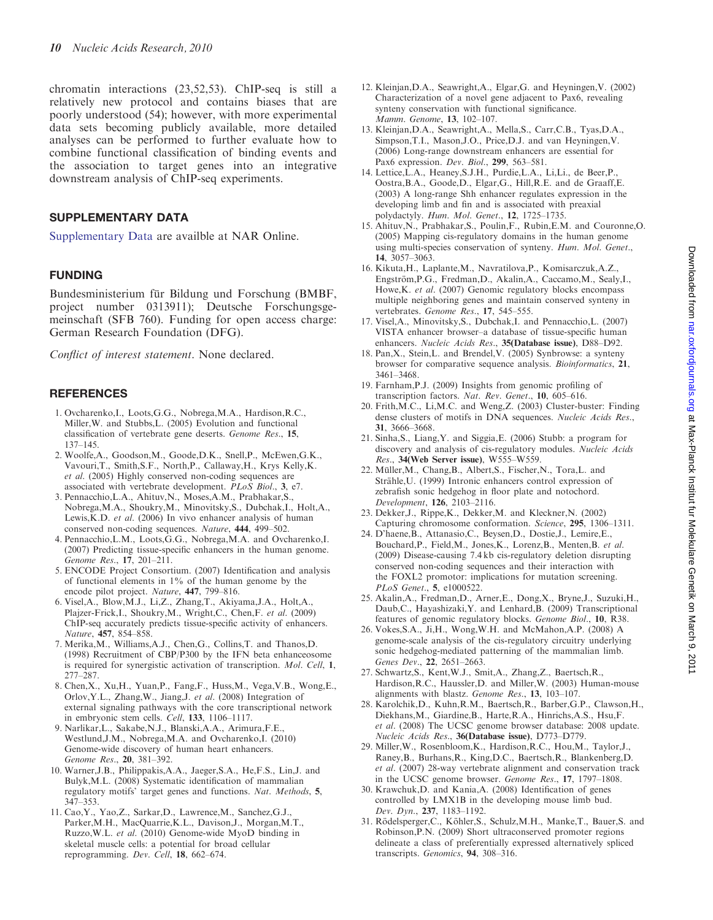chromatin interactions (23,52,53). ChIP-seq is still a relatively new protocol and contains biases that are poorly understood (54); however, with more experimental data sets becoming publicly available, more detailed analyses can be performed to further evaluate how to combine functional classification of binding events and the association to target genes into an integrative downstream analysis of ChIP-seq experiments.

## SUPPLEMENTARY DATA

Supplementary Data are availble at NAR Online.

## FUNDING

Bundesministerium für Bildung und Forschung (BMBF, project number 0313911); Deutsche Forschungsgemeinschaft (SFB 760). Funding for open access charge: German Research Foundation (DFG).

*Conflict of interest statement*. None declared.

## REFERENCES

1. Ovcharenko,I., Loots,G.G., Nobrega,M.A., Hardison,R.C., Miller,W. and Stubbs,L. (2005) Evolution and functional classification of vertebrate gene deserts. *Genome Res*., **15**, 137–145.
2. Woolfe,A., Goodson,M., Goode,D.K., Snell,P., McEwen,G.K., Vavouri,T., Smith,S.F., North,P., Callaway,H., Krys Kelly,K. *et al*. (2005) Highly conserved non-coding sequences are associated with vertebrate development. *PLoS Biol*., **3**, e7.
3. Pennacchio,L.A., Ahituv,N., Moses,A.M., Prabhakar,S., Nobrega,M.A., Shoukry,M., Minovitsky,S., Dubchak,I., Holt,A., Lewis,K.D. *et al*. (2006) In vivo enhancer analysis of human conserved non-coding sequences. *Nature*, **444**, 499–502.
4. Pennacchio,L.M., Loots,G.G., Nobrega,M.A. and Ovcharenko,I. (2007) Predicting tissue-specific enhancers in the human genome. *Genome Res*., **17**, 201–211.
5. ENCODE Project Consortium. (2007) Identification and analysis of functional elements in 1% of the human genome by the encode pilot project. *Nature*, **447**, 799–816.
6. Visel,A., Blow,M.J., Li,Z., Zhang,T., Akiyama,J.A., Holt,A., Plajzer-Frick,I., Shoukry,M., Wright,C., Chen,F. *et al*. (2009) ChIP-seq accurately predicts tissue-specific activity of enhancers. *Nature*, **457**, 854–858.
7. Merika,M., Williams,A.J., Chen,G., Collins,T. and Thanos,D. (1998) Recruitment of CBP/P300 by the IFN beta enhanceosome is required for synergistic activation of transcription. *Mol. Cell*, **1**, 277–287.
8. Chen,X., Xu,H., Yuan,P., Fang,F., Huss,M., Vega,V.B., Wong,E., Orlov,Y.L., Zhang,W., Jiang,J. *et al*. (2008) Integration of external signaling pathways with the core transcriptional network in embryonic stem cells. *Cell*, **133**, 1106–1117.
9. Narlikar,L., Sakabe,N.J., Blanski,A.A., Arimura,F.E., Westlund,J.M., Nobrega,M.A. and Ovcharenko,I. (2010) Genome-wide discovery of human heart enhancers. *Genome Res*., **20**, 381–392.
10. Warner,J.B., Philippakis,A.A., Jaeger,S.A., He,F.S., Lin,J. and Bulyk,M.L. (2008) Systematic identification of mammalian regulatory motifs' target genes and functions. *Nat. Methods*, **5**, 347–353.
11. Cao,Y., Yao,Z., Sarkar,D., Lawrence,M., Sanchez,G.J., Parker,M.H., MacQuarrie,K.L., Davison,J., Morgan,M.T., Ruzzo,W.L. *et al*. (2010) Genome-wide MyoD binding in skeletal muscle cells: a potential for broad cellular reprogramming. *Dev. Cell*, **18**, 662–674.
12. Kleinjan,D.A., Seawright,A., Elgar,G. and Heyningen,V. (2002) Characterization of a novel gene adjacent to Pax6, revealing synteny conservation with functional significance. *Mamm. Genome*, **13**, 102–107.
13. Kleinjan,D.A., Seawright,A., Mella,S., Carr,C.B., Tyas,D.A., Simpson,T.I., Mason,J.O., Price,D.J. and van Heyningen,V. (2006) Long-range downstream enhancers are essential for Pax6 expression. *Dev. Biol*., **299**, 563–581.
14. Lettice,L.A., Heaney,S.J.H., Purdie,L.A., Li,Li., de Beer,P., Oostra,B.A., Goode,D., Elgar,G., Hill,R.E. and de Graaff,E. (2003) A long-range Shh enhancer regulates expression in the developing limb and fin and is associated with preaxial polydactyly. *Hum. Mol. Genet*., **12**, 1725–1735.
15. Ahituv,N., Prabhakar,S., Poulin,F., Rubin,E.M. and Couronne,O. (2005) Mapping cis-regulatory domains in the human genome using multi-species conservation of synteny. *Hum. Mol. Genet*., **14**, 3057–3063.
16. Kikuta,H., Laplante,M., Navratilova,P., Komisarczuk,A.Z., Engström,P.G., Fredman,D., Akalin,A., Caccamo,M., Sealy,I., Howe,K. *et al*. (2007) Genomic regulatory blocks encompass multiple neighboring genes and maintain conserved synteny in vertebrates. *Genome Res*., **17**, 545–555.
17. Visel,A., Minovitsky,S., Dubchak,I. and Pennacchio,L. (2007) VISTA enhancer browser–a database of tissue-specific human enhancers. *Nucleic Acids Res*., **35(Database issue)**, D88–D92.
18. Pan,X., Stein,L. and Brendel,V. (2005) Synbrowse: a synteny browser for comparative sequence analysis. *Bioinformatics*, **21**, 3461–3468.
19. Farnham,P.J. (2009) Insights from genomic profiling of transcription factors. *Nat. Rev. Genet*., **10**, 605–616.
20. Frith,M.C., Li,M.C. and Weng,Z. (2003) Cluster-buster: Finding dense clusters of motifs in DNA sequences. *Nucleic Acids Res*., **31**, 3666–3668.
21. Sinha,S., Liang,Y. and Siggia,E. (2006) Stubb: a program for discovery and analysis of cis-regulatory modules. *Nucleic Acids Res*., **34(Web Server issue)**, W555–W559.
22. Müller,M., Chang,B., Albert,S., Fischer,N., Tora,L. and Strähle,U. (1999) Intronic enhancers control expression of zebrafish sonic hedgehog in floor plate and notochord. *Development*, **126**, 2103–2116.
23. Dekker,J., Rippe,K., Dekker,M. and Kleckner,N. (2002) Capturing chromosome conformation. *Science*, **295**, 1306–1311.
24. D'haene,B., Attanasio,C., Beysen,D., Dostie,J., Lemire,E., Bouchard,P., Field,M., Jones,K., Lorenz,B., Menten,B. *et al*. (2009) Disease-causing 7.4 kb cis-regulatory deletion disrupting conserved non-coding sequences and their interaction with the FOXL2 promotor: implications for mutation screening. *PLoS Genet*., **5**, e1000522.
25. Akalin,A., Fredman,D., Arner,E., Dong,X., Bryne,J., Suzuki,H., Daub,C., Hayashizaki,Y. and Lenhard,B. (2009) Transcriptional features of genomic regulatory blocks. *Genome Biol*., **10**, R38.
26. Vokes,S.A., Ji,H., Wong,W.H. and McMahon,A.P. (2008) A genome-scale analysis of the cis-regulatory circuitry underlying sonic hedgehog-mediated patterning of the mammalian limb. *Genes Dev*., **22**, 2651–2663.
27. Schwartz,S., Kent,W.J., Smit,A., Zhang,Z., Baertsch,R., Hardison,R.C., Haussler,D. and Miller,W. (2003) Human-mouse alignments with blastz. *Genome Res*., **13**, 103–107.
28. Karolchik,D., Kuhn,R.M., Baertsch,R., Barber,G.P., Clawson,H., Diekhans,M., Giardine,B., Harte,R.A., Hinrichs,A.S., Hsu,F. *et al*. (2008) The UCSC genome browser database: 2008 update. *Nucleic Acids Res*., **36(Database issue)**, D773–D779.
29. Miller,W., Rosenbloom,K., Hardison,R.C., Hou,M., Taylor,J., Raney,B., Burhans,R., King,D.C., Baertsch,R., Blankenberg,D. *et al*. (2007) 28-way vertebrate alignment and conservation track in the UCSC genome browser. *Genome Res*., **17**, 1797–1808.
30. Krawchuk,D. and Kania,A. (2008) Identification of genes controlled by LMX1B in the developing mouse limb bud. *Dev. Dyn*., **237**, 1183–1192.
31. Rödelsperger,C., Köhler,S., Schulz,M.H., Manke,T., Bauer,S. and Robinson,P.N. (2009) Short ultraconserved promoter regions delineate a class of preferentially expressed alternatively spliced transcripts. *Genomics*, **94**, 308–316.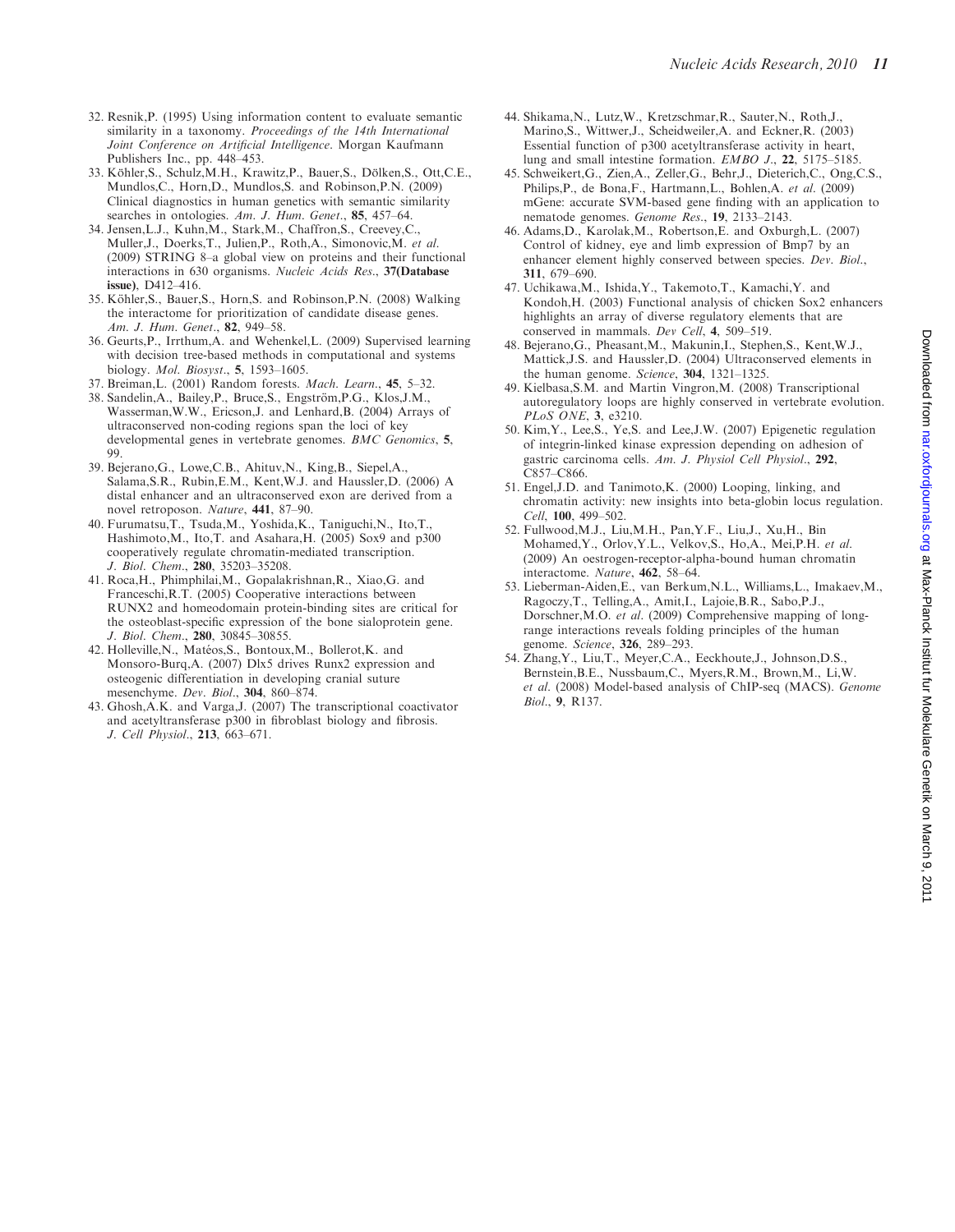32. Resnik,P. (1995) Using information content to evaluate semantic similarity in a taxonomy. *Proceedings of the 14th International Joint Conference on Artificial Intelligence*. Morgan Kaufmann Publishers Inc., pp. 448–453.
33. Köhler,S., Schulz,M.H., Krawitz,P., Bauer,S., Dölken,S., Ott,C.E., Mundlos,C., Horn,D., Mundlos,S. and Robinson,P.N. (2009) Clinical diagnostics in human genetics with semantic similarity searches in ontologies. *Am. J. Hum. Genet.*, **85**, 457–64.
34. Jensen,L.J., Kuhn,M., Stark,M., Chaffron,S., Creevey,C., Muller,J., Doerks,T., Julien,P., Roth,A., Simonovic,M. *et al.* (2009) STRING 8–a global view on proteins and their functional interactions in 630 organisms. *Nucleic Acids Res.*, **37(Database issue)**, D412–416.
35. Köhler,S., Bauer,S., Horn,S. and Robinson,P.N. (2008) Walking the interactome for prioritization of candidate disease genes. *Am. J. Hum. Genet.*, **82**, 949–58.
36. Geurts,P., Irrthum,A. and Wehenkel,L. (2009) Supervised learning with decision tree-based methods in computational and systems biology. *Mol. Biosyst.*, **5**, 1593–1605.
37. Breiman,L. (2001) Random forests. *Mach. Learn.*, **45**, 5–32.
38. Sandelin,A., Bailey,P., Bruce,S., Engström,P.G., Klos,J.M., Wasserman,W.W., Ericson,J. and Lenhard,B. (2004) Arrays of ultraconserved non-coding regions span the loci of key developmental genes in vertebrate genomes. *BMC Genomics*, **5**, 99.
39. Bejerano,G., Lowe,C.B., Ahituv,N., King,B., Siepel,A., Salama,S.R., Rubin,E.M., Kent,W.J. and Haussler,D. (2006) A distal enhancer and an ultraconserved exon are derived from a novel retroposon. *Nature*, **441**, 87–90.
40. Furumatsu,T., Tsuda,M., Yoshida,K., Taniguchi,N., Ito,T., Hashimoto,M., Ito,T. and Asahara,H. (2005) Sox9 and p300 cooperatively regulate chromatin-mediated transcription. *J. Biol. Chem.*, **280**, 35203–35208.
41. Roca,H., Phimphilai,M., Gopalakrishnan,R., Xiao,G. and Franceschi,R.T. (2005) Cooperative interactions between RUNX2 and homeodomain protein-binding sites are critical for the osteoblast-specific expression of the bone sialoprotein gene. *J. Biol. Chem.*, **280**, 30845–30855.
42. Holleville,N., Matéos,S., Bontoux,M., Bollerot,K. and Monsoro-Burq,A. (2007) Dlx5 drives Runx2 expression and osteogenic differentiation in developing cranial suture mesenchyme. *Dev. Biol.*, **304**, 860–874.
43. Ghosh,A.K. and Varga,J. (2007) The transcriptional coactivator and acetyltransferase p300 in fibroblast biology and fibrosis. *J. Cell Physiol.*, **213**, 663–671.
44. Shikama,N., Lutz,W., Kretzschmar,R., Sauter,N., Roth,J., Marino,S., Wittwer,J., Scheidweiler,A. and Eckner,R. (2003) Essential function of p300 acetyltransferase activity in heart, lung and small intestine formation. *EMBO J.*, **22**, 5175–5185.
45. Schweikert,G., Zien,A., Zeller,G., Behr,J., Dieterich,C., Ong,C.S., Philips,P., de Bona,F., Hartmann,L., Bohlen,A. *et al.* (2009) mGene: accurate SVM-based gene finding with an application to nematode genomes. *Genome Res.*, **19**, 2133–2143.
46. Adams,D., Karolak,M., Robertson,E. and Oxburgh,L. (2007) Control of kidney, eye and limb expression of Bmp7 by an enhancer element highly conserved between species. *Dev. Biol.*, **311**, 679–690.
47. Uchikawa,M., Ishida,Y., Takemoto,T., Kamachi,Y. and Kondoh,H. (2003) Functional analysis of chicken Sox2 enhancers highlights an array of diverse regulatory elements that are conserved in mammals. *Dev Cell*, **4**, 509–519.
48. Bejerano,G., Pheasant,M., Makunin,I., Stephen,S., Kent,W.J., Mattick,J.S. and Haussler,D. (2004) Ultraconserved elements in the human genome. *Science*, **304**, 1321–1325.
49. Kielbasa,S.M. and Martin Vingron,M. (2008) Transcriptional autoregulatory loops are highly conserved in vertebrate evolution. *PLoS ONE*, **3**, e3210.
50. Kim,Y., Lee,S., Ye,S. and Lee,J.W. (2007) Epigenetic regulation of integrin-linked kinase expression depending on adhesion of gastric carcinoma cells. *Am. J. Physiol Cell Physiol.*, **292**, C857–C866.
51. Engel,J.D. and Tanimoto,K. (2000) Looping, linking, and chromatin activity: new insights into beta-globin locus regulation. *Cell*, **100**, 499–502.
52. Fullwood,M.J., Liu,M.H., Pan,Y.F., Liu,J., Xu,H., Bin Mohamed,Y., Orlov,Y.L., Velkov,S., Ho,A., Mei,P.H. *et al.* (2009) An oestrogen-receptor-alpha-bound human chromatin interactome. *Nature*, **462**, 58–64.
53. Lieberman-Aiden,E., van Berkum,N.L., Williams,L., Imakaev,M., Ragoczy,T., Telling,A., Amit,I., Lajoie,B.R., Sabo,P.J., Dorschner,M.O. *et al.* (2009) Comprehensive mapping of long-range interactions reveals folding principles of the human genome. *Science*, **326**, 289–293.
54. Zhang,Y., Liu,T., Meyer,C.A., Eeckhoute,J., Johnson,D.S., Bernstein,B.E., Nussbaum,C., Myers,R.M., Brown,M., Li,W. *et al.* (2008) Model-based analysis of ChIP-seq (MACS). *Genome Biol.*, **9**, R137.